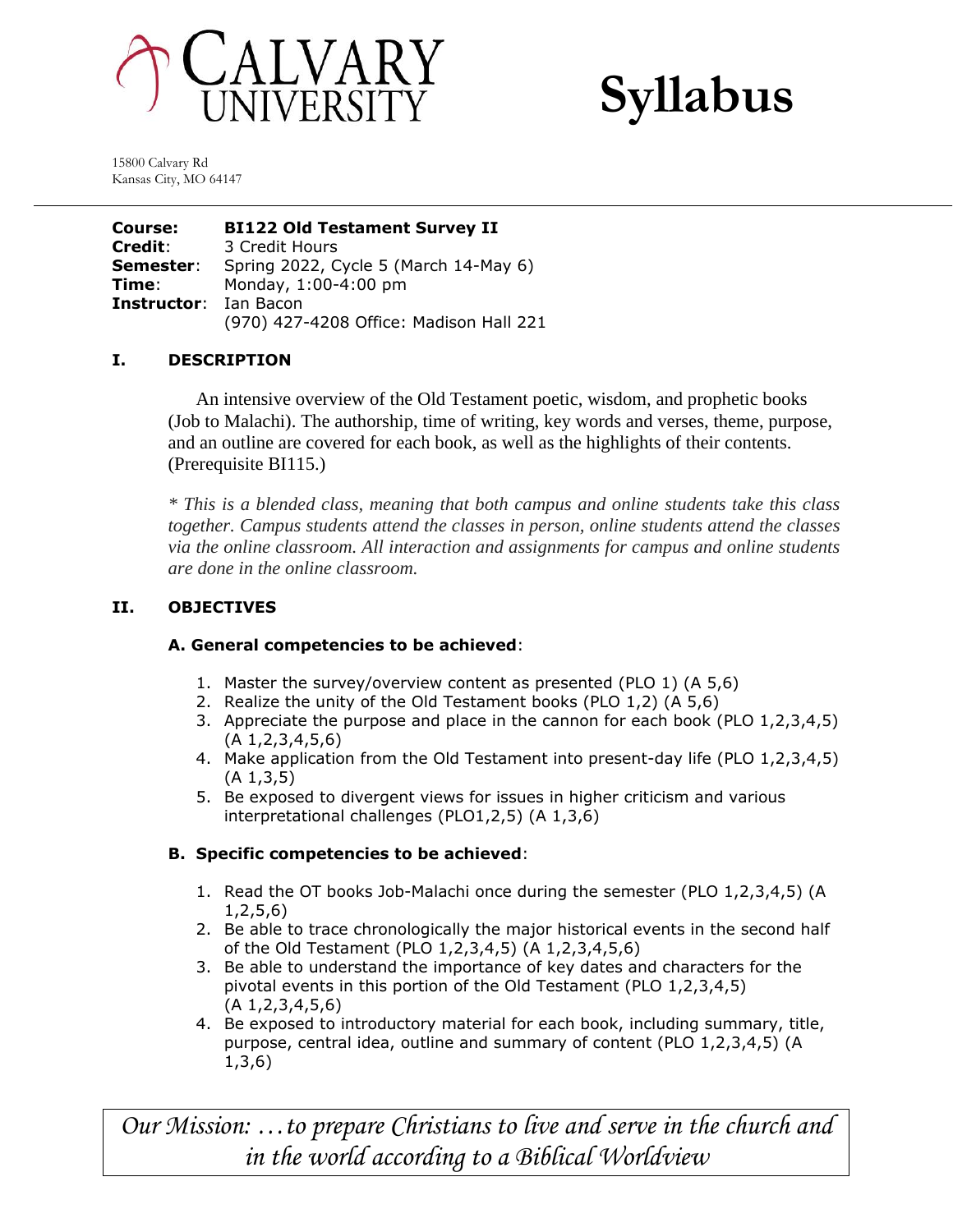# CALVARY UNIVERSITY

# Syllabus

15800 Calvary Rd
Kansas City, MO 64147

---

**Course:** **BI122 Old Testament Survey II**
**Credit**: 3 Credit Hours
**Semester**: Spring 2022, Cycle 5 (March 14-May 6)
**Time**: Monday, 1:00-4:00 pm
**Instructor**: Ian Bacon
(970) 427-4208 Office: Madison Hall 221

## I. DESCRIPTION

An intensive overview of the Old Testament poetic, wisdom, and prophetic books (Job to Malachi). The authorship, time of writing, key words and verses, theme, purpose, and an outline are covered for each book, as well as the highlights of their contents. (Prerequisite BI115.)

*\* This is a blended class, meaning that both campus and online students take this class together. Campus students attend the classes in person, online students attend the classes via the online classroom. All interaction and assignments for campus and online students are done in the online classroom.*

## II. OBJECTIVES

### A. General competencies to be achieved:

1. Master the survey/overview content as presented (PLO 1) (A 5,6)
2. Realize the unity of the Old Testament books (PLO 1,2) (A 5,6)
3. Appreciate the purpose and place in the cannon for each book (PLO 1,2,3,4,5) (A 1,2,3,4,5,6)
4. Make application from the Old Testament into present-day life (PLO 1,2,3,4,5) (A 1,3,5)
5. Be exposed to divergent views for issues in higher criticism and various interpretational challenges (PLO1,2,5) (A 1,3,6)

### B. Specific competencies to be achieved:

1. Read the OT books Job-Malachi once during the semester (PLO 1,2,3,4,5) (A 1,2,5,6)
2. Be able to trace chronologically the major historical events in the second half of the Old Testament (PLO 1,2,3,4,5) (A 1,2,3,4,5,6)
3. Be able to understand the importance of key dates and characters for the pivotal events in this portion of the Old Testament (PLO 1,2,3,4,5) (A 1,2,3,4,5,6)
4. Be exposed to introductory material for each book, including summary, title, purpose, central idea, outline and summary of content (PLO 1,2,3,4,5) (A 1,3,6)

*Our Mission: …to prepare Christians to live and serve in the church and in the world according to a Biblical Worldview*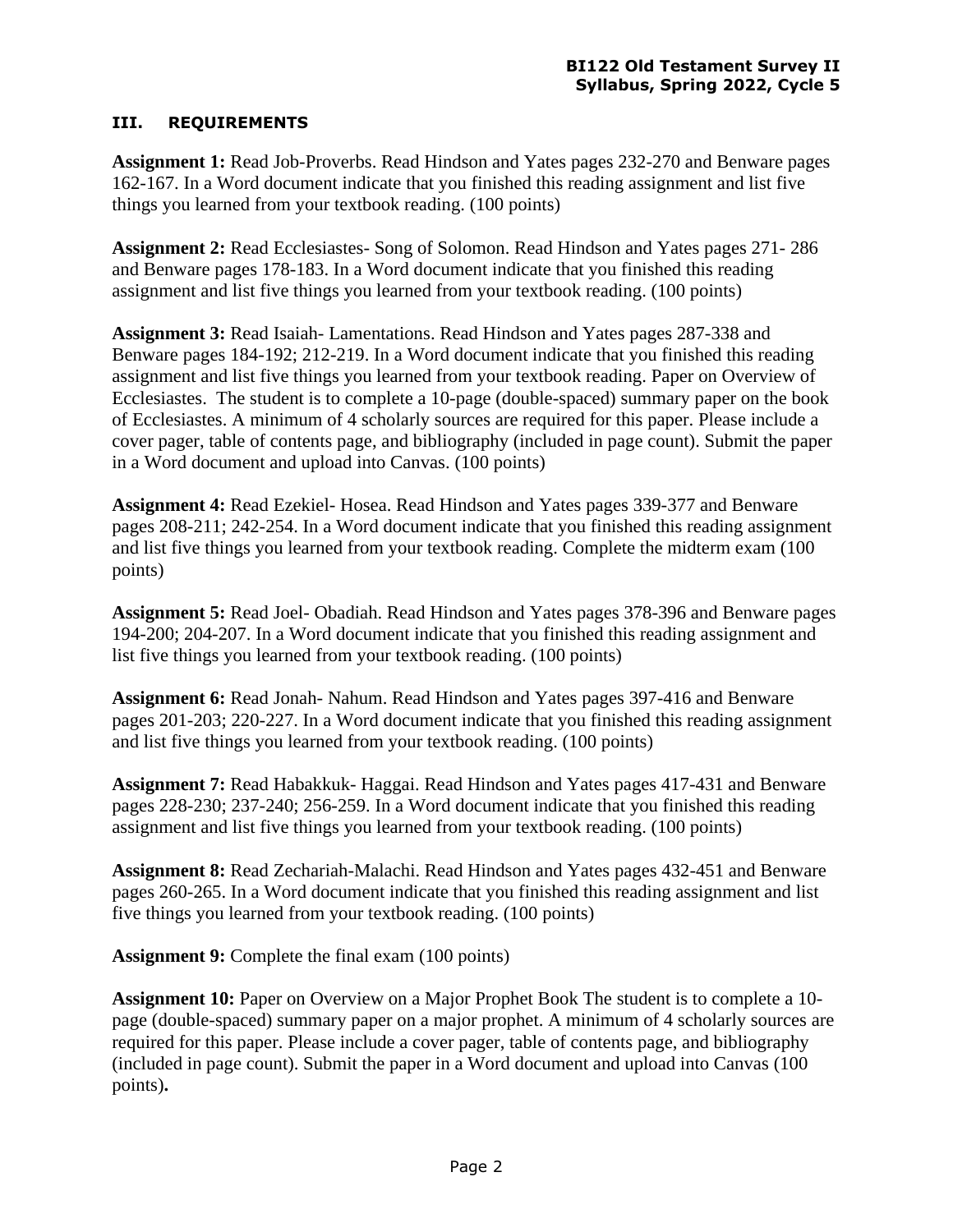## III. REQUIREMENTS

**Assignment 1:** Read Job-Proverbs. Read Hindson and Yates pages 232-270 and Benware pages 162-167. In a Word document indicate that you finished this reading assignment and list five things you learned from your textbook reading. (100 points)

**Assignment 2:** Read Ecclesiastes- Song of Solomon. Read Hindson and Yates pages 271- 286 and Benware pages 178-183. In a Word document indicate that you finished this reading assignment and list five things you learned from your textbook reading. (100 points)

**Assignment 3:** Read Isaiah- Lamentations. Read Hindson and Yates pages 287-338 and Benware pages 184-192; 212-219. In a Word document indicate that you finished this reading assignment and list five things you learned from your textbook reading. Paper on Overview of Ecclesiastes. The student is to complete a 10-page (double-spaced) summary paper on the book of Ecclesiastes. A minimum of 4 scholarly sources are required for this paper. Please include a cover pager, table of contents page, and bibliography (included in page count). Submit the paper in a Word document and upload into Canvas. (100 points)

**Assignment 4:** Read Ezekiel- Hosea. Read Hindson and Yates pages 339-377 and Benware pages 208-211; 242-254. In a Word document indicate that you finished this reading assignment and list five things you learned from your textbook reading. Complete the midterm exam (100 points)

**Assignment 5:** Read Joel- Obadiah. Read Hindson and Yates pages 378-396 and Benware pages 194-200; 204-207. In a Word document indicate that you finished this reading assignment and list five things you learned from your textbook reading. (100 points)

**Assignment 6:** Read Jonah- Nahum. Read Hindson and Yates pages 397-416 and Benware pages 201-203; 220-227. In a Word document indicate that you finished this reading assignment and list five things you learned from your textbook reading. (100 points)

**Assignment 7:** Read Habakkuk- Haggai. Read Hindson and Yates pages 417-431 and Benware pages 228-230; 237-240; 256-259. In a Word document indicate that you finished this reading assignment and list five things you learned from your textbook reading. (100 points)

**Assignment 8:** Read Zechariah-Malachi. Read Hindson and Yates pages 432-451 and Benware pages 260-265. In a Word document indicate that you finished this reading assignment and list five things you learned from your textbook reading. (100 points)

**Assignment 9:** Complete the final exam (100 points)

**Assignment 10:** Paper on Overview on a Major Prophet Book The student is to complete a 10-page (double-spaced) summary paper on a major prophet. A minimum of 4 scholarly sources are required for this paper. Please include a cover pager, table of contents page, and bibliography (included in page count). Submit the paper in a Word document and upload into Canvas (100 points)**.**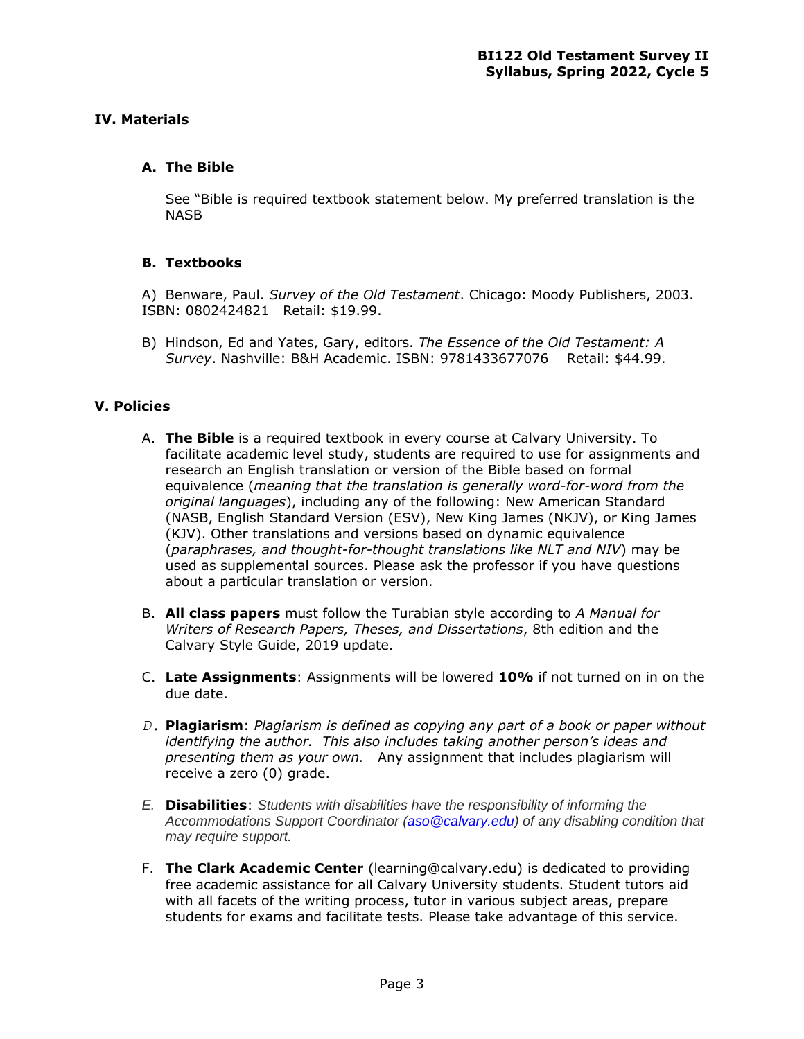## IV. Materials

### A. The Bible

See "Bible is required textbook statement below. My preferred translation is the NASB

### B. Textbooks

A) Benware, Paul. *Survey of the Old Testament*. Chicago: Moody Publishers, 2003. ISBN: 0802424821 Retail: $19.99.

B) Hindson, Ed and Yates, Gary, editors. *The Essence of the Old Testament: A Survey*. Nashville: B&H Academic. ISBN: 9781433677076 Retail: $44.99.

## V. Policies

A. **The Bible** is a required textbook in every course at Calvary University. To facilitate academic level study, students are required to use for assignments and research an English translation or version of the Bible based on formal equivalence (*meaning that the translation is generally word-for-word from the original languages*), including any of the following: New American Standard (NASB, English Standard Version (ESV), New King James (NKJV), or King James (KJV). Other translations and versions based on dynamic equivalence (*paraphrases, and thought-for-thought translations like NLT and NIV*) may be used as supplemental sources. Please ask the professor if you have questions about a particular translation or version.

B. **All class papers** must follow the Turabian style according to *A Manual for Writers of Research Papers, Theses, and Dissertations*, 8th edition and the Calvary Style Guide, 2019 update.

C. **Late Assignments**: Assignments will be lowered **10%** if not turned on in on the due date.

D. **Plagiarism**: *Plagiarism is defined as copying any part of a book or paper without identifying the author. This also includes taking another person's ideas and presenting them as your own.* Any assignment that includes plagiarism will receive a zero (0) grade.

E. **Disabilities**: *Students with disabilities have the responsibility of informing the Accommodations Support Coordinator (aso@calvary.edu) of any disabling condition that may require support.*

F. **The Clark Academic Center** (learning@calvary.edu) is dedicated to providing free academic assistance for all Calvary University students. Student tutors aid with all facets of the writing process, tutor in various subject areas, prepare students for exams and facilitate tests. Please take advantage of this service.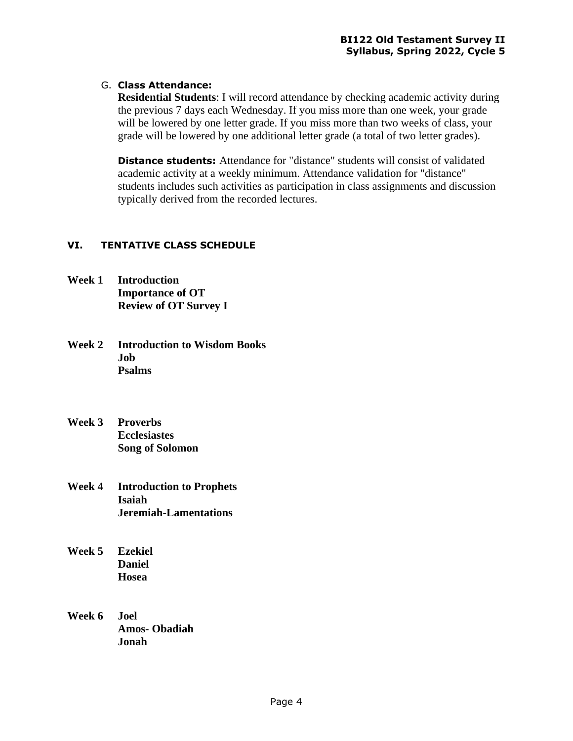G. **Class Attendance:**

**Residential Students**: I will record attendance by checking academic activity during the previous 7 days each Wednesday. If you miss more than one week, your grade will be lowered by one letter grade. If you miss more than two weeks of class, your grade will be lowered by one additional letter grade (a total of two letter grades).

**Distance students:** Attendance for "distance" students will consist of validated academic activity at a weekly minimum. Attendance validation for "distance" students includes such activities as participation in class assignments and discussion typically derived from the recorded lectures.

## VI. TENTATIVE CLASS SCHEDULE

**Week 1** **Introduction**
**Importance of OT**
**Review of OT Survey I**

**Week 2** **Introduction to Wisdom Books**
**Job**
**Psalms**

**Week 3** **Proverbs**
**Ecclesiastes**
**Song of Solomon**

**Week 4** **Introduction to Prophets**
**Isaiah**
**Jeremiah-Lamentations**

**Week 5** **Ezekiel**
**Daniel**
**Hosea**

**Week 6** **Joel**
**Amos- Obadiah**
**Jonah**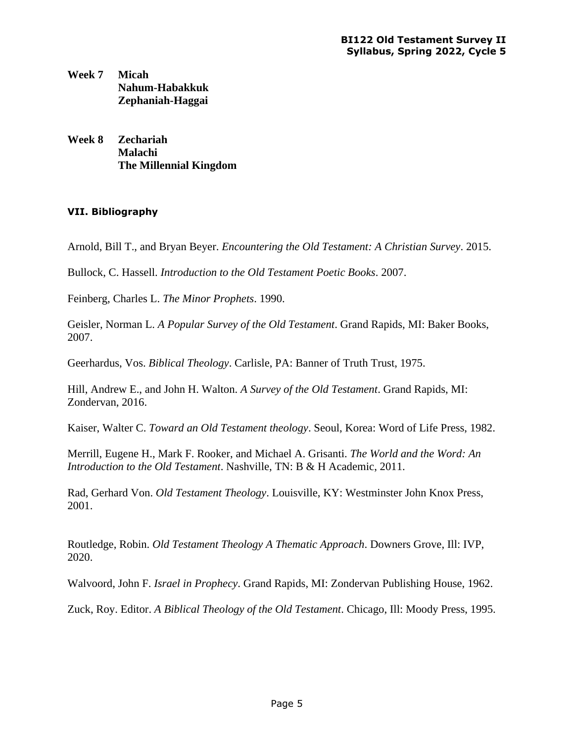**Week 7** **Micah**
**Nahum-Habakkuk**
**Zephaniah-Haggai**

**Week 8** **Zechariah**
**Malachi**
**The Millennial Kingdom**

#### VII. Bibliography

Arnold, Bill T., and Bryan Beyer. *Encountering the Old Testament: A Christian Survey*. 2015.

Bullock, C. Hassell. *Introduction to the Old Testament Poetic Books*. 2007.

Feinberg, Charles L. *The Minor Prophets*. 1990.

Geisler, Norman L. *A Popular Survey of the Old Testament*. Grand Rapids, MI: Baker Books, 2007.

Geerhardus, Vos. *Biblical Theology*. Carlisle, PA: Banner of Truth Trust, 1975.

Hill, Andrew E., and John H. Walton. *A Survey of the Old Testament*. Grand Rapids, MI: Zondervan, 2016.

Kaiser, Walter C. *Toward an Old Testament theology*. Seoul, Korea: Word of Life Press, 1982.

Merrill, Eugene H., Mark F. Rooker, and Michael A. Grisanti. *The World and the Word: An Introduction to the Old Testament*. Nashville, TN: B & H Academic, 2011.

Rad, Gerhard Von. *Old Testament Theology*. Louisville, KY: Westminster John Knox Press, 2001.

Routledge, Robin. *Old Testament Theology A Thematic Approach*. Downers Grove, Ill: IVP, 2020.

Walvoord, John F. *Israel in Prophecy*. Grand Rapids, MI: Zondervan Publishing House, 1962.

Zuck, Roy. Editor. *A Biblical Theology of the Old Testament*. Chicago, Ill: Moody Press, 1995.